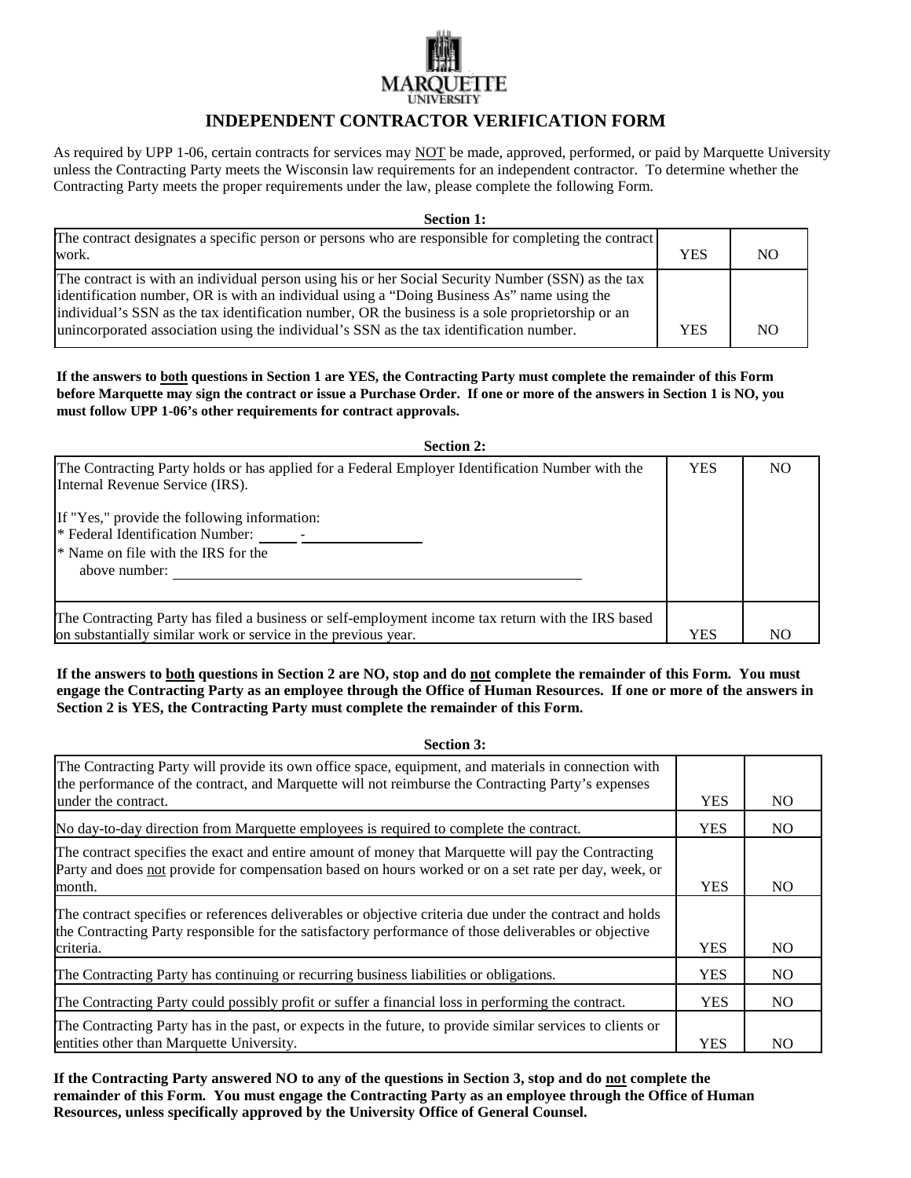# INDEPENDENT CONTRACTOR VERIFICATION FORM

As required by UPP 1-06, certain contracts for services may NOT be made, approved, performed, or paid by Marquette University unless the Contracting Party meets the Wisconsin law requirements for an independent contractor. To determine whether the Contracting Party meets the proper requirements under the law, please complete the following Form.

**Section 1:**

| | | |
|---|---|---|
| The contract designates a specific person or persons who are responsible for completing the contract work. | YES | NO |
| The contract is with an individual person using his or her Social Security Number (SSN) as the tax identification number, OR is with an individual using a "Doing Business As" name using the individual's SSN as the tax identification number, OR the business is a sole proprietorship or an unincorporated association using the individual's SSN as the tax identification number. | YES | NO |

**If the answers to both questions in Section 1 are YES, the Contracting Party must complete the remainder of this Form before Marquette may sign the contract or issue a Purchase Order. If one or more of the answers in Section 1 is NO, you must follow UPP 1-06's other requirements for contract approvals.**

**Section 2:**

| | | |
|---|---|---|
| The Contracting Party holds or has applied for a Federal Employer Identification Number with the Internal Revenue Service (IRS).<br><br>If "Yes," provide the following information:<br>* Federal Identification Number: _____ - _______________<br>* Name on file with the IRS for the above number: ___________________________________ | YES | NO |
| The Contracting Party has filed a business or self-employment income tax return with the IRS based on substantially similar work or service in the previous year. | YES | NO |

**If the answers to both questions in Section 2 are NO, stop and do not complete the remainder of this Form. You must engage the Contracting Party as an employee through the Office of Human Resources. If one or more of the answers in Section 2 is YES, the Contracting Party must complete the remainder of this Form.**

**Section 3:**

| | | |
|---|---|---|
| The Contracting Party will provide its own office space, equipment, and materials in connection with the performance of the contract, and Marquette will not reimburse the Contracting Party's expenses under the contract. | YES | NO |
| No day-to-day direction from Marquette employees is required to complete the contract. | YES | NO |
| The contract specifies the exact and entire amount of money that Marquette will pay the Contracting Party and does not provide for compensation based on hours worked or on a set rate per day, week, or month. | YES | NO |
| The contract specifies or references deliverables or objective criteria due under the contract and holds the Contracting Party responsible for the satisfactory performance of those deliverables or objective criteria. | YES | NO |
| The Contracting Party has continuing or recurring business liabilities or obligations. | YES | NO |
| The Contracting Party could possibly profit or suffer a financial loss in performing the contract. | YES | NO |
| The Contracting Party has in the past, or expects in the future, to provide similar services to clients or entities other than Marquette University. | YES | NO |

**If the Contracting Party answered NO to any of the questions in Section 3, stop and do not complete the remainder of this Form. You must engage the Contracting Party as an employee through the Office of Human Resources, unless specifically approved by the University Office of General Counsel.**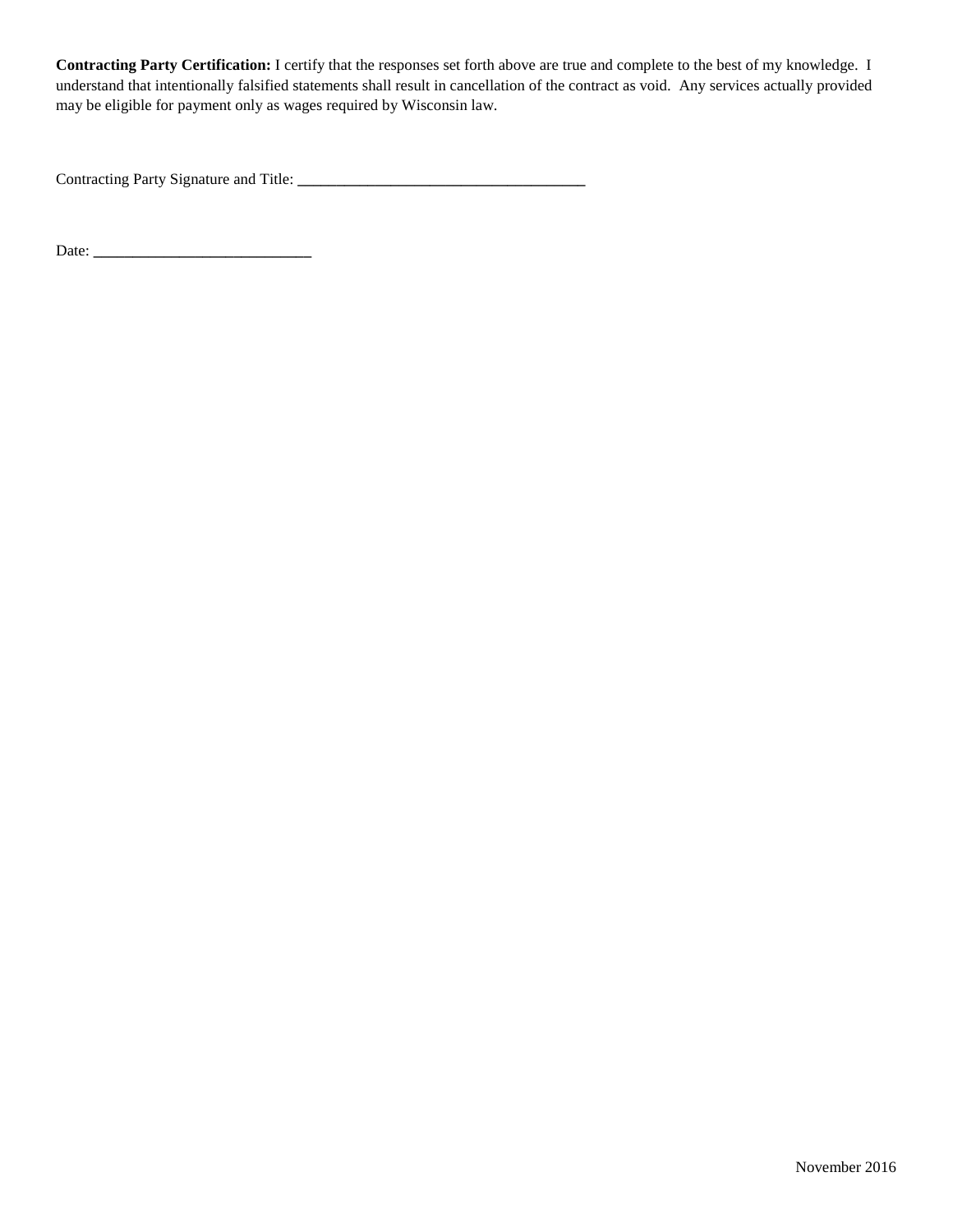**Contracting Party Certification:** I certify that the responses set forth above are true and complete to the best of my knowledge. I understand that intentionally falsified statements shall result in cancellation of the contract as void. Any services actually provided may be eligible for payment only as wages required by Wisconsin law.

Contracting Party Signature and Title: ____________________________________

Date: ____________________________

November 2016